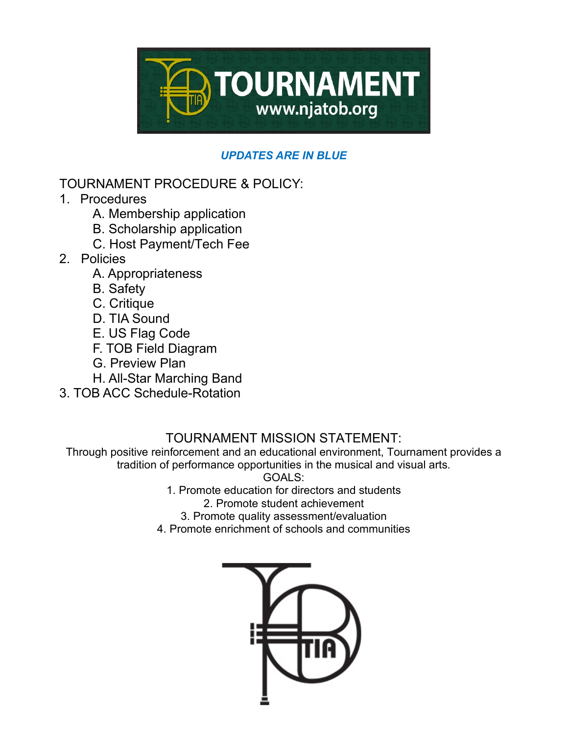*UPDATES ARE IN BLUE*

TOURNAMENT PROCEDURE & POLICY:

1. Procedures
   - A. Membership application
   - B. Scholarship application
   - C. Host Payment/Tech Fee
2. Policies
   - A. Appropriateness
   - B. Safety
   - C. Critique
   - D. TIA Sound
   - E. US Flag Code
   - F. TOB Field Diagram
   - G. Preview Plan
   - H. All-Star Marching Band
3. TOB ACC Schedule-Rotation

## TOURNAMENT MISSION STATEMENT:

Through positive reinforcement and an educational environment, Tournament provides a tradition of performance opportunities in the musical and visual arts.

GOALS:

1. Promote education for directors and students
2. Promote student achievement
3. Promote quality assessment/evaluation
4. Promote enrichment of schools and communities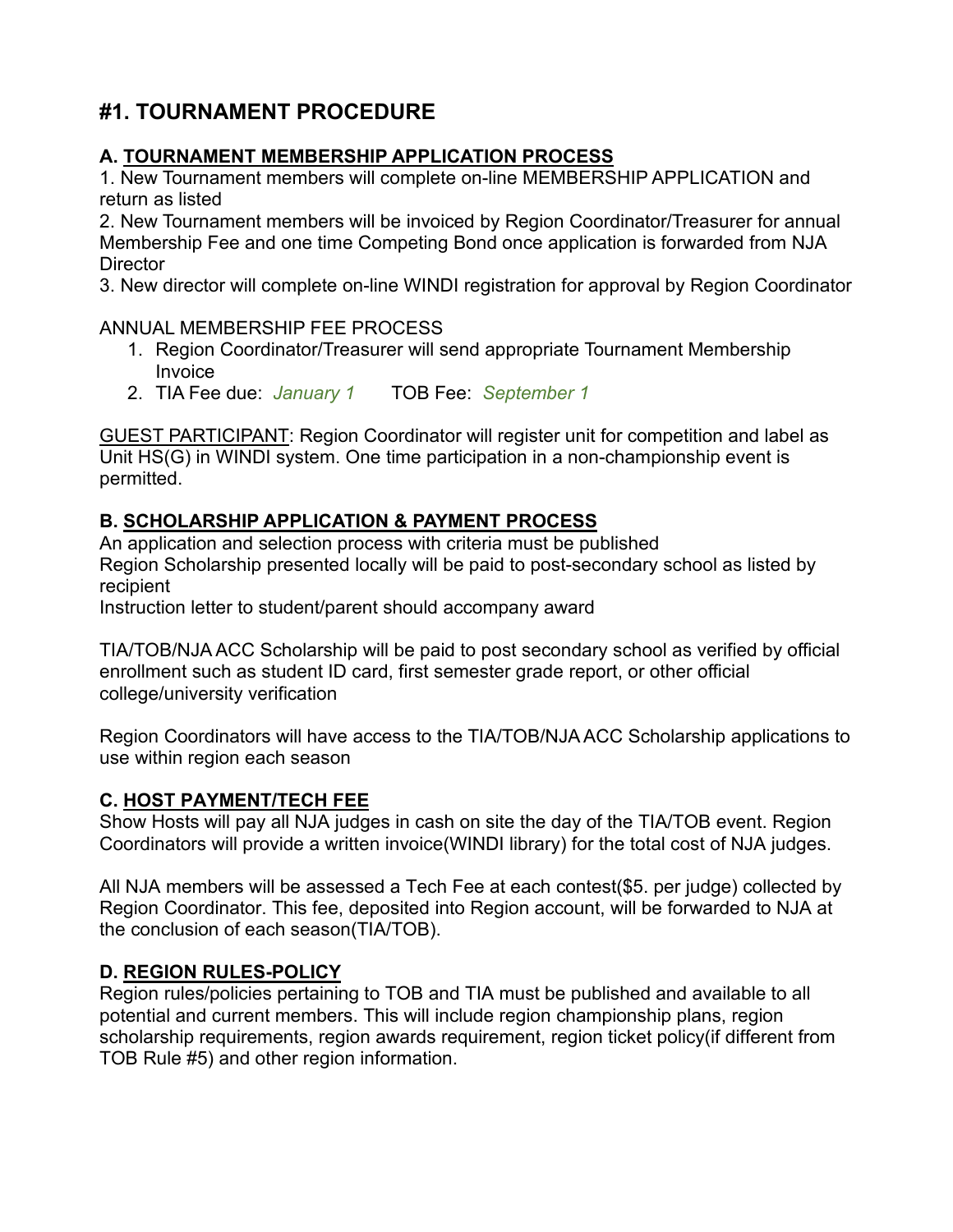# #1. TOURNAMENT PROCEDURE

### A. <u>TOURNAMENT MEMBERSHIP APPLICATION PROCESS</u>

1. New Tournament members will complete on-line MEMBERSHIP APPLICATION and return as listed
2. New Tournament members will be invoiced by Region Coordinator/Treasurer for annual Membership Fee and one time Competing Bond once application is forwarded from NJA Director
3. New director will complete on-line WINDI registration for approval by Region Coordinator

ANNUAL MEMBERSHIP FEE PROCESS

1. Region Coordinator/Treasurer will send appropriate Tournament Membership Invoice
2. TIA Fee due: *January 1*  TOB Fee: *September 1*

<u>GUEST PARTICIPANT</u>: Region Coordinator will register unit for competition and label as Unit HS(G) in WINDI system. One time participation in a non-championship event is permitted.

### B. <u>SCHOLARSHIP APPLICATION & PAYMENT PROCESS</u>

An application and selection process with criteria must be published
Region Scholarship presented locally will be paid to post-secondary school as listed by recipient
Instruction letter to student/parent should accompany award

TIA/TOB/NJA ACC Scholarship will be paid to post secondary school as verified by official enrollment such as student ID card, first semester grade report, or other official college/university verification

Region Coordinators will have access to the TIA/TOB/NJA ACC Scholarship applications to use within region each season

### C. <u>HOST PAYMENT/TECH FEE</u>

Show Hosts will pay all NJA judges in cash on site the day of the TIA/TOB event. Region Coordinators will provide a written invoice(WINDI library) for the total cost of NJA judges.

All NJA members will be assessed a Tech Fee at each contest($5. per judge) collected by Region Coordinator. This fee, deposited into Region account, will be forwarded to NJA at the conclusion of each season(TIA/TOB).

### D. <u>REGION RULES-POLICY</u>

Region rules/policies pertaining to TOB and TIA must be published and available to all potential and current members. This will include region championship plans, region scholarship requirements, region awards requirement, region ticket policy(if different from TOB Rule #5) and other region information.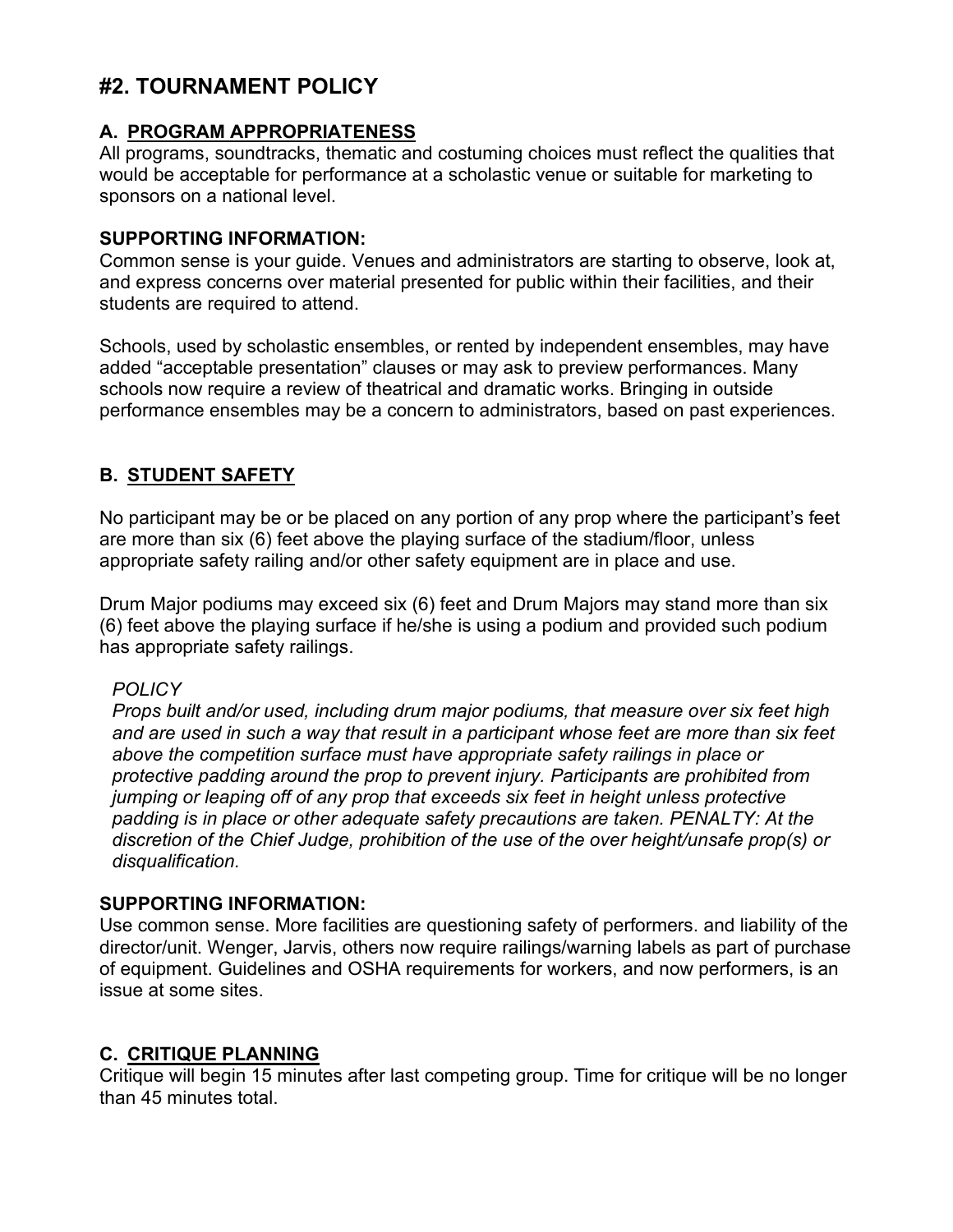## #2. TOURNAMENT POLICY

### A. PROGRAM APPROPRIATENESS

All programs, soundtracks, thematic and costuming choices must reflect the qualities that would be acceptable for performance at a scholastic venue or suitable for marketing to sponsors on a national level.

**SUPPORTING INFORMATION:**

Common sense is your guide. Venues and administrators are starting to observe, look at, and express concerns over material presented for public within their facilities, and their students are required to attend.

Schools, used by scholastic ensembles, or rented by independent ensembles, may have added "acceptable presentation" clauses or may ask to preview performances. Many schools now require a review of theatrical and dramatic works. Bringing in outside performance ensembles may be a concern to administrators, based on past experiences.

### B. STUDENT SAFETY

No participant may be or be placed on any portion of any prop where the participant's feet are more than six (6) feet above the playing surface of the stadium/floor, unless appropriate safety railing and/or other safety equipment are in place and use.

Drum Major podiums may exceed six (6) feet and Drum Majors may stand more than six (6) feet above the playing surface if he/she is using a podium and provided such podium has appropriate safety railings.

*POLICY*

*Props built and/or used, including drum major podiums, that measure over six feet high and are used in such a way that result in a participant whose feet are more than six feet above the competition surface must have appropriate safety railings in place or protective padding around the prop to prevent injury. Participants are prohibited from jumping or leaping off of any prop that exceeds six feet in height unless protective padding is in place or other adequate safety precautions are taken. PENALTY: At the discretion of the Chief Judge, prohibition of the use of the over height/unsafe prop(s) or disqualification.*

**SUPPORTING INFORMATION:**

Use common sense. More facilities are questioning safety of performers. and liability of the director/unit. Wenger, Jarvis, others now require railings/warning labels as part of purchase of equipment. Guidelines and OSHA requirements for workers, and now performers, is an issue at some sites.

### C. CRITIQUE PLANNING

Critique will begin 15 minutes after last competing group. Time for critique will be no longer than 45 minutes total.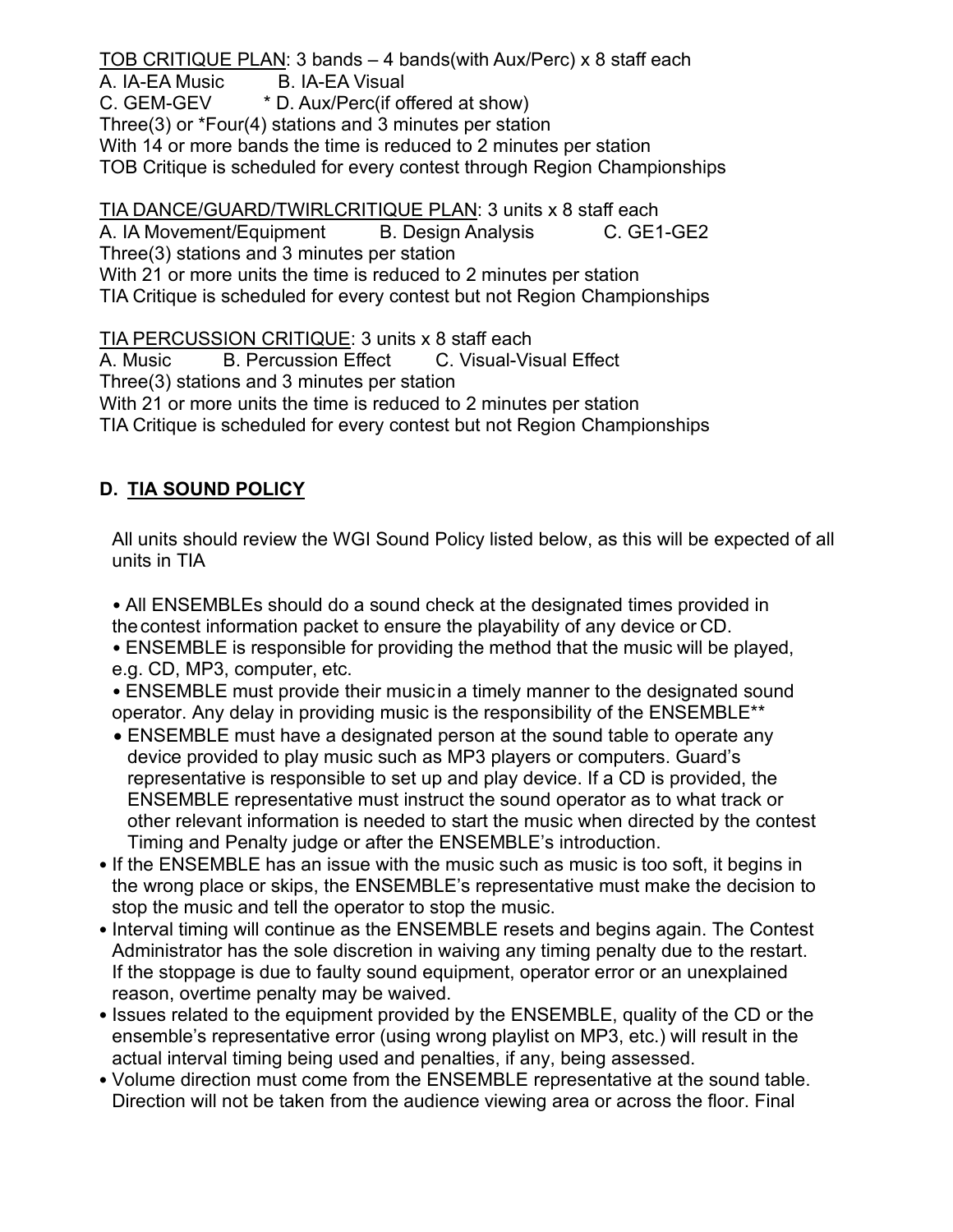<u>TOB CRITIQUE PLAN</u>: 3 bands – 4 bands(with Aux/Perc) x 8 staff each
A. IA-EA Music B. IA-EA Visual
C. GEM-GEV * D. Aux/Perc(if offered at show)
Three(3) or *Four(4) stations and 3 minutes per station
With 14 or more bands the time is reduced to 2 minutes per station
TOB Critique is scheduled for every contest through Region Championships

<u>TIA DANCE/GUARD/TWIRLCRITIQUE PLAN</u>: 3 units x 8 staff each
A. IA Movement/Equipment B. Design Analysis C. GE1-GE2
Three(3) stations and 3 minutes per station
With 21 or more units the time is reduced to 2 minutes per station
TIA Critique is scheduled for every contest but not Region Championships

<u>TIA PERCUSSION CRITIQUE</u>: 3 units x 8 staff each
A. Music B. Percussion Effect C. Visual-Visual Effect
Three(3) stations and 3 minutes per station
With 21 or more units the time is reduced to 2 minutes per station
TIA Critique is scheduled for every contest but not Region Championships

## D. TIA SOUND POLICY

All units should review the WGI Sound Policy listed below, as this will be expected of all units in TIA

- All ENSEMBLEs should do a sound check at the designated times provided in the contest information packet to ensure the playability of any device or CD.
- ENSEMBLE is responsible for providing the method that the music will be played, e.g. CD, MP3, computer, etc.
- ENSEMBLE must provide their music in a timely manner to the designated sound operator. Any delay in providing music is the responsibility of the ENSEMBLE**
- ENSEMBLE must have a designated person at the sound table to operate any device provided to play music such as MP3 players or computers. Guard's representative is responsible to set up and play device. If a CD is provided, the ENSEMBLE representative must instruct the sound operator as to what track or other relevant information is needed to start the music when directed by the contest Timing and Penalty judge or after the ENSEMBLE's introduction.
- If the ENSEMBLE has an issue with the music such as music is too soft, it begins in the wrong place or skips, the ENSEMBLE's representative must make the decision to stop the music and tell the operator to stop the music.
- Interval timing will continue as the ENSEMBLE resets and begins again. The Contest Administrator has the sole discretion in waiving any timing penalty due to the restart. If the stoppage is due to faulty sound equipment, operator error or an unexplained reason, overtime penalty may be waived.
- Issues related to the equipment provided by the ENSEMBLE, quality of the CD or the ensemble's representative error (using wrong playlist on MP3, etc.) will result in the actual interval timing being used and penalties, if any, being assessed.
- Volume direction must come from the ENSEMBLE representative at the sound table. Direction will not be taken from the audience viewing area or across the floor. Final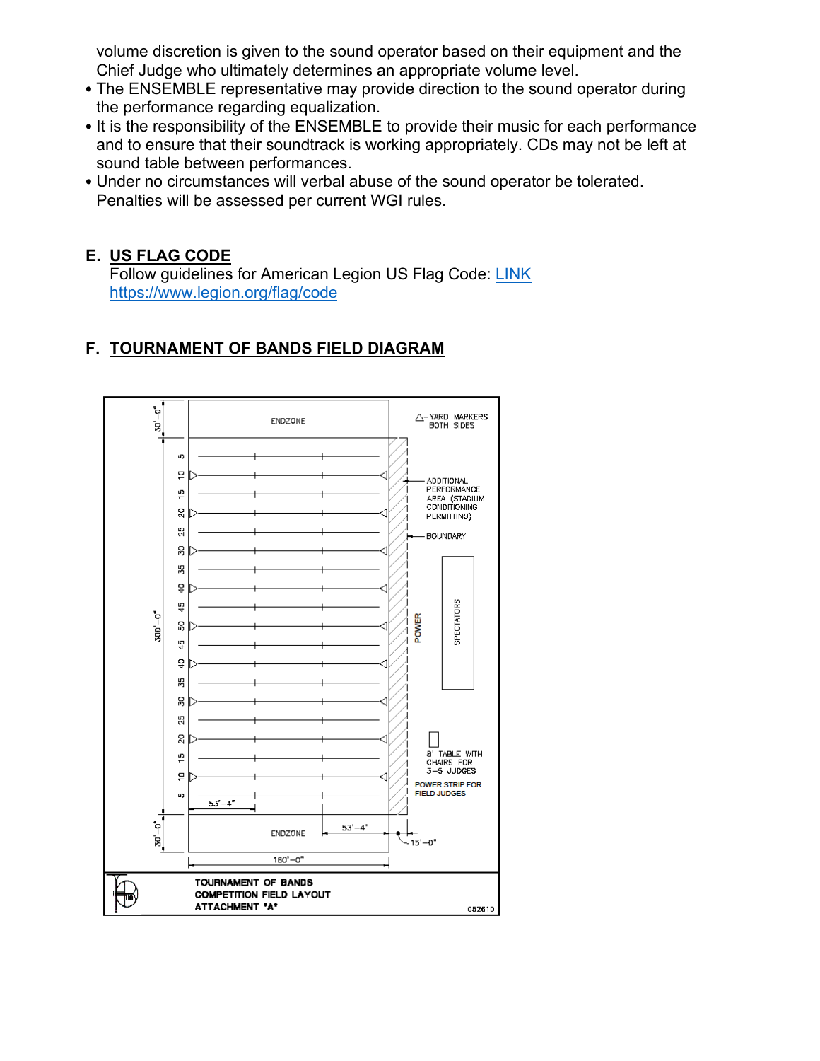volume discretion is given to the sound operator based on their equipment and the Chief Judge who ultimately determines an appropriate volume level.

- The ENSEMBLE representative may provide direction to the sound operator during the performance regarding equalization.
- It is the responsibility of the ENSEMBLE to provide their music for each performance and to ensure that their soundtrack is working appropriately. CDs may not be left at sound table between performances.
- Under no circumstances will verbal abuse of the sound operator be tolerated. Penalties will be assessed per current WGI rules.

## E. US FLAG CODE

Follow guidelines for American Legion US Flag Code: [LINK](https://www.legion.org/flag/code)
[https://www.legion.org/flag/code](https://www.legion.org/flag/code)

## F. TOURNAMENT OF BANDS FIELD DIAGRAM

ENDZONE

△–YARD MARKERS BOTH SIDES

ADDITIONAL PERFORMANCE AREA (STADIUM CONDITIONING PERMITTING)

BOUNDARY

POWER

SPECTATORS

8' TABLE WITH CHAIRS FOR 3–5 JUDGES

POWER STRIP FOR FIELD JUDGES

ENDZONE

30'–0"

300'–0"

30'–0"

53'–4"

53'–4"

15'–0"

160'–0"

5 10 15 20 25 30 35 40 45 50 45 40 35 30 25 20 15 10 5

TOURNAMENT OF BANDS
COMPETITION FIELD LAYOUT
ATTACHMENT "A"

052610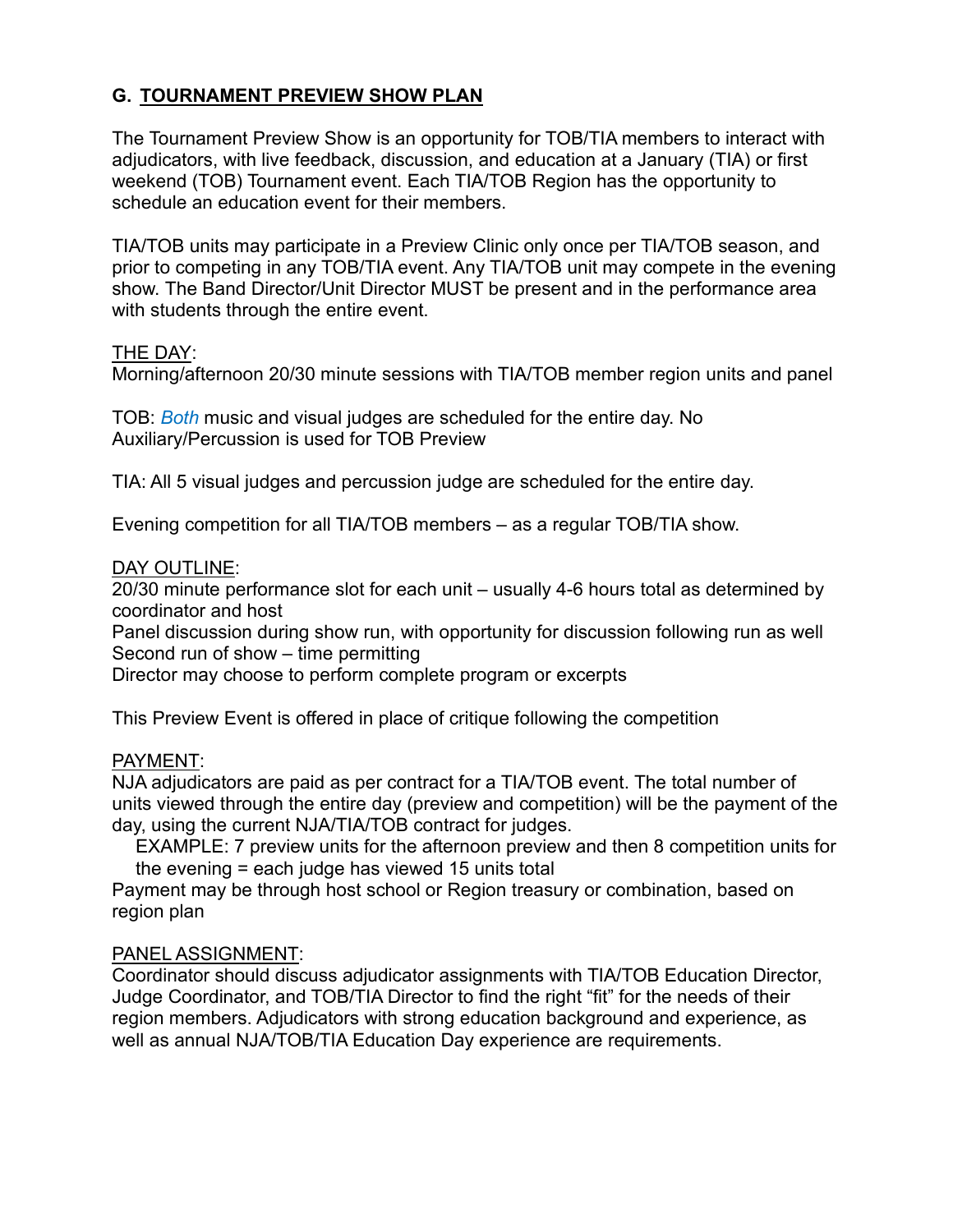## G. TOURNAMENT PREVIEW SHOW PLAN

The Tournament Preview Show is an opportunity for TOB/TIA members to interact with adjudicators, with live feedback, discussion, and education at a January (TIA) or first weekend (TOB) Tournament event. Each TIA/TOB Region has the opportunity to schedule an education event for their members.

TIA/TOB units may participate in a Preview Clinic only once per TIA/TOB season, and prior to competing in any TOB/TIA event. Any TIA/TOB unit may compete in the evening show. The Band Director/Unit Director MUST be present and in the performance area with students through the entire event.

THE DAY:
Morning/afternoon 20/30 minute sessions with TIA/TOB member region units and panel

TOB: *Both* music and visual judges are scheduled for the entire day. No Auxiliary/Percussion is used for TOB Preview

TIA: All 5 visual judges and percussion judge are scheduled for the entire day.

Evening competition for all TIA/TOB members – as a regular TOB/TIA show.

DAY OUTLINE:
20/30 minute performance slot for each unit – usually 4-6 hours total as determined by coordinator and host
Panel discussion during show run, with opportunity for discussion following run as well
Second run of show – time permitting
Director may choose to perform complete program or excerpts

This Preview Event is offered in place of critique following the competition

PAYMENT:
NJA adjudicators are paid as per contract for a TIA/TOB event. The total number of units viewed through the entire day (preview and competition) will be the payment of the day, using the current NJA/TIA/TOB contract for judges.

EXAMPLE: 7 preview units for the afternoon preview and then 8 competition units for the evening = each judge has viewed 15 units total

Payment may be through host school or Region treasury or combination, based on region plan

PANEL ASSIGNMENT:
Coordinator should discuss adjudicator assignments with TIA/TOB Education Director, Judge Coordinator, and TOB/TIA Director to find the right "fit" for the needs of their region members. Adjudicators with strong education background and experience, as well as annual NJA/TOB/TIA Education Day experience are requirements.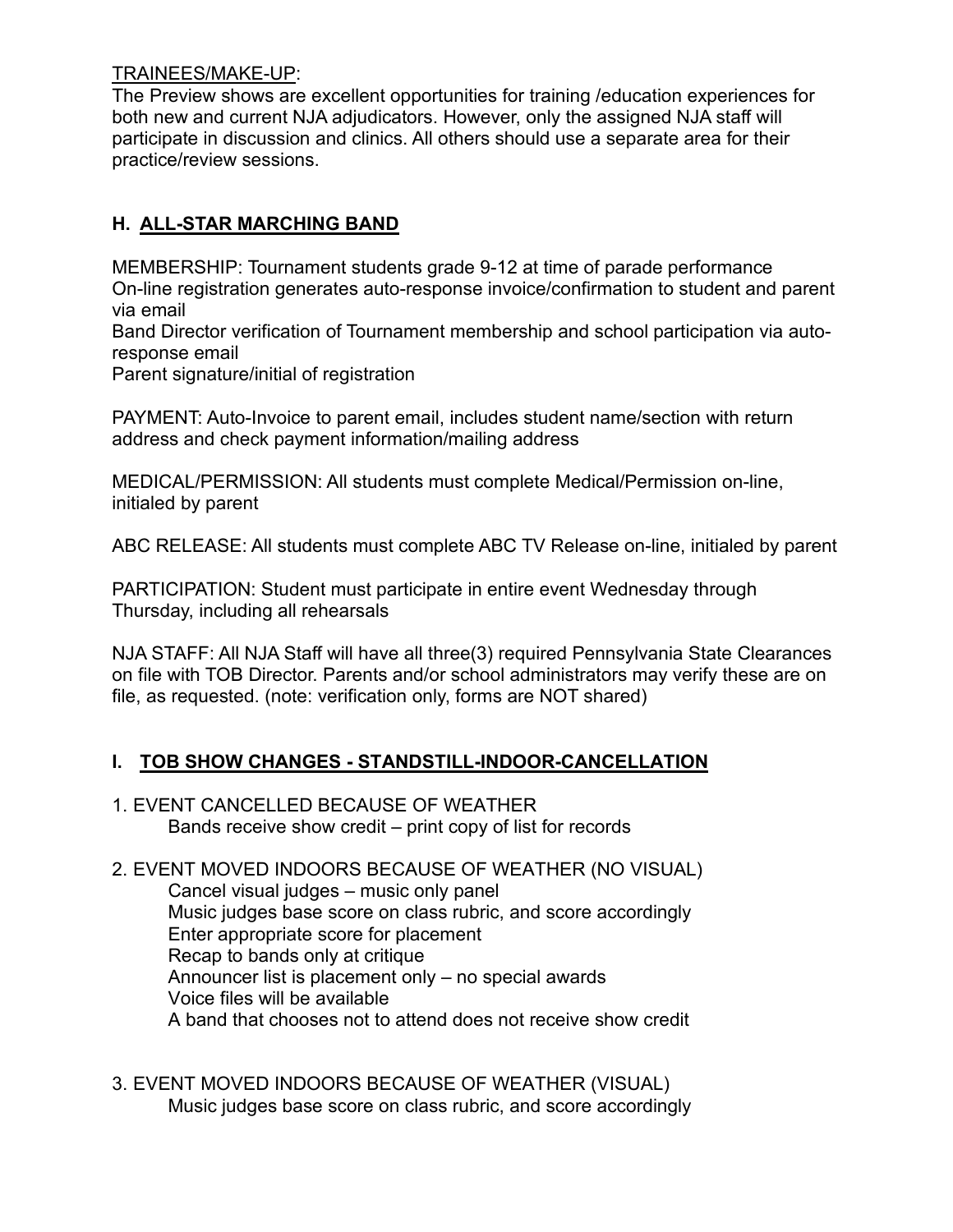TRAINEES/MAKE-UP:
The Preview shows are excellent opportunities for training /education experiences for both new and current NJA adjudicators. However, only the assigned NJA staff will participate in discussion and clinics. All others should use a separate area for their practice/review sessions.

## H. ALL-STAR MARCHING BAND

MEMBERSHIP: Tournament students grade 9-12 at time of parade performance
On-line registration generates auto-response invoice/confirmation to student and parent via email
Band Director verification of Tournament membership and school participation via auto-response email
Parent signature/initial of registration

PAYMENT: Auto-Invoice to parent email, includes student name/section with return address and check payment information/mailing address

MEDICAL/PERMISSION: All students must complete Medical/Permission on-line, initialed by parent

ABC RELEASE: All students must complete ABC TV Release on-line, initialed by parent

PARTICIPATION: Student must participate in entire event Wednesday through Thursday, including all rehearsals

NJA STAFF: All NJA Staff will have all three(3) required Pennsylvania State Clearances on file with TOB Director. Parents and/or school administrators may verify these are on file, as requested. (note: verification only, forms are NOT shared)

## I. TOB SHOW CHANGES - STANDSTILL-INDOOR-CANCELLATION

1. EVENT CANCELLED BECAUSE OF WEATHER
   - Bands receive show credit – print copy of list for records

2. EVENT MOVED INDOORS BECAUSE OF WEATHER (NO VISUAL)
   - Cancel visual judges – music only panel
   - Music judges base score on class rubric, and score accordingly
   - Enter appropriate score for placement
   - Recap to bands only at critique
   - Announcer list is placement only – no special awards
   - Voice files will be available
   - A band that chooses not to attend does not receive show credit

3. EVENT MOVED INDOORS BECAUSE OF WEATHER (VISUAL)
   - Music judges base score on class rubric, and score accordingly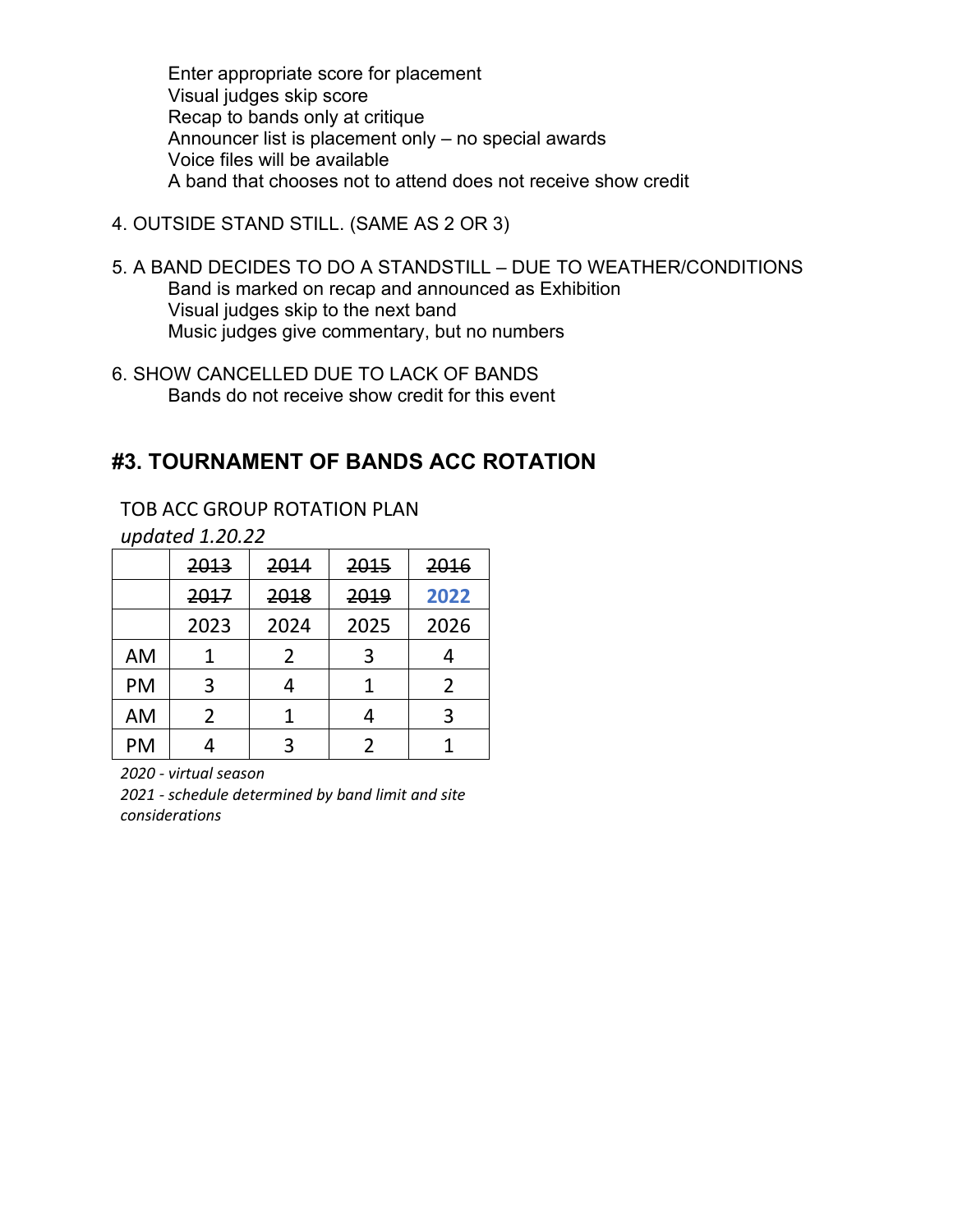Enter appropriate score for placement
Visual judges skip score
Recap to bands only at critique
Announcer list is placement only – no special awards
Voice files will be available
A band that chooses not to attend does not receive show credit

4. OUTSIDE STAND STILL. (SAME AS 2 OR 3)

5. A BAND DECIDES TO DO A STANDSTILL – DUE TO WEATHER/CONDITIONS
   Band is marked on recap and announced as Exhibition
   Visual judges skip to the next band
   Music judges give commentary, but no numbers

6. SHOW CANCELLED DUE TO LACK OF BANDS
   Bands do not receive show credit for this event

## #3. TOURNAMENT OF BANDS ACC ROTATION

TOB ACC GROUP ROTATION PLAN
*updated 1.20.22*

| | ~~2013~~ | ~~2014~~ | ~~2015~~ | ~~2016~~ |
|---|---|---|---|---|
| | ~~2017~~ | ~~2018~~ | ~~2019~~ | **2022** |
| | 2023 | 2024 | 2025 | 2026 |
| AM | 1 | 2 | 3 | 4 |
| PM | 3 | 4 | 1 | 2 |
| AM | 2 | 1 | 4 | 3 |
| PM | 4 | 3 | 2 | 1 |

*2020 - virtual season*
*2021 - schedule determined by band limit and site considerations*